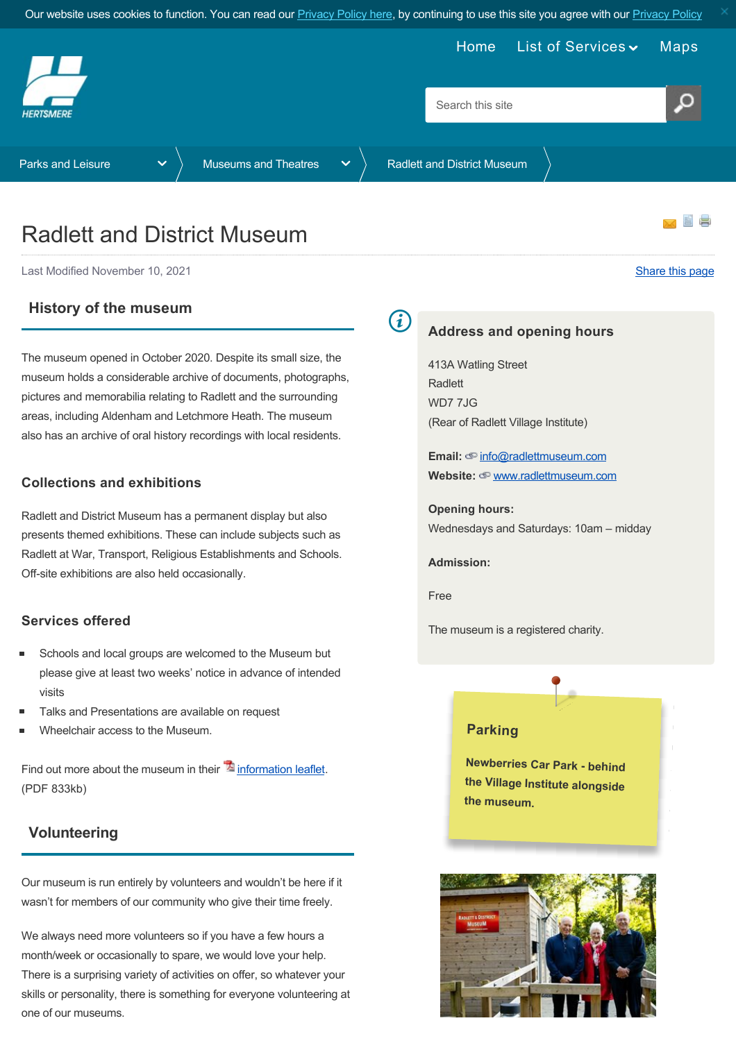Our website uses cookies to function. You can read our Privacy Policy here, by continuing to use this site you agree with our Privacy Policy

Home | List of Services | Maps

Parks and Leisure > Museums and Theatres > Radlett and District Museum

# Radlett and District Museum

Last Modified November 10, 2021

Share this page

## History of the museum

The museum opened in October 2020. Despite its small size, the museum holds a considerable archive of documents, photographs, pictures and memorabilia relating to Radlett and the surrounding areas, including Aldenham and Letchmore Heath. The museum also has an archive of oral history recordings with local residents.

## Collections and exhibitions

Radlett and District Museum has a permanent display but also presents themed exhibitions. These can include subjects such as Radlett at War, Transport, Religious Establishments and Schools. Off-site exhibitions are also held occasionally.

## Services offered

- Schools and local groups are welcomed to the Museum but please give at least two weeks' notice in advance of intended visits
- Talks and Presentations are available on request
- Wheelchair access to the Museum.

Find out more about the museum in their information leaflet. (PDF 833kb)

## Volunteering

Our museum is run entirely by volunteers and wouldn't be here if it wasn't for members of our community who give their time freely.

We always need more volunteers so if you have a few hours a month/week or occasionally to spare, we would love your help. There is a surprising variety of activities on offer, so whatever your skills or personality, there is something for everyone volunteering at one of our museums.

## Address and opening hours

413A Watling Street
Radlett
WD7 7JG
(Rear of Radlett Village Institute)

**Email:** info@radlettmuseum.com
**Website:** www.radlettmuseum.com

**Opening hours:**
Wednesdays and Saturdays: 10am – midday

**Admission:**

Free

The museum is a registered charity.

## Parking

Newberries Car Park - behind the Village Institute alongside the museum.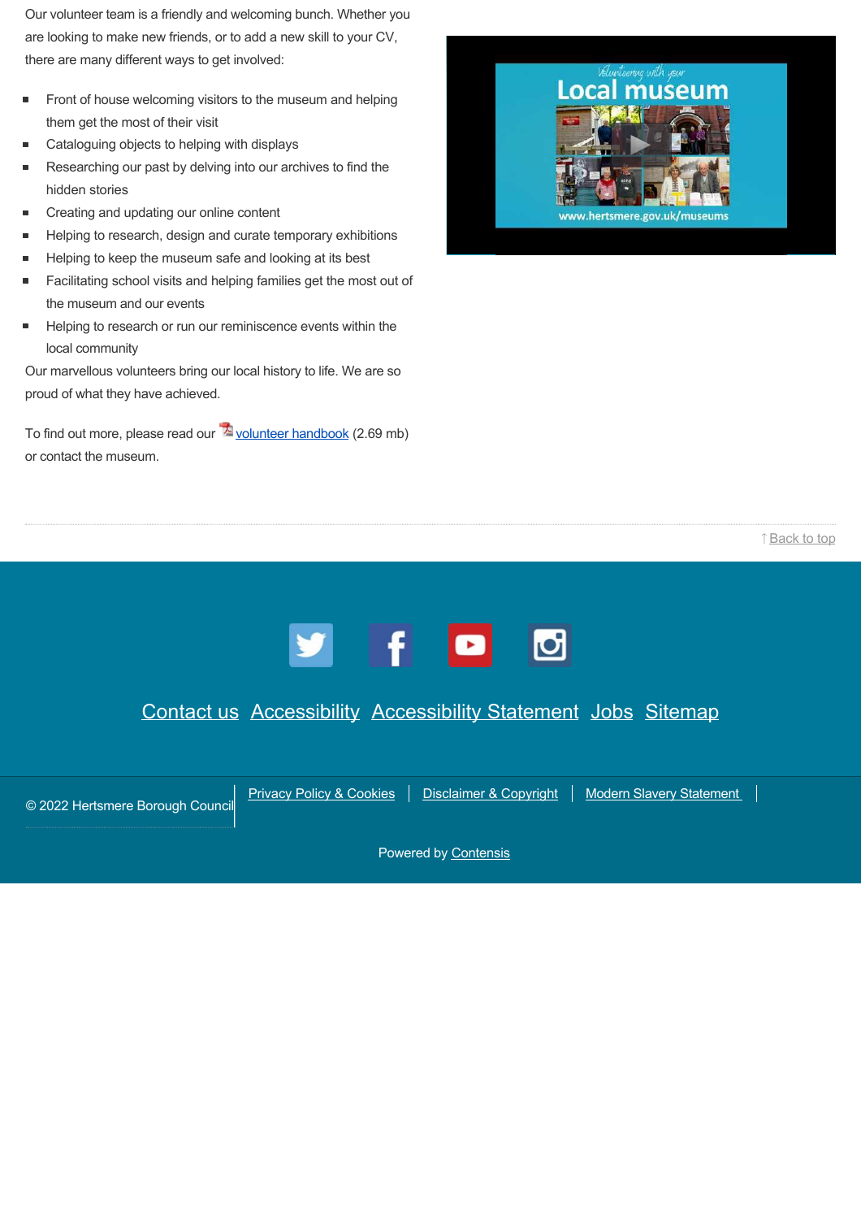Our volunteer team is a friendly and welcoming bunch. Whether you are looking to make new friends, or to add a new skill to your CV, there are many different ways to get involved:

- Front of house welcoming visitors to the museum and helping them get the most of their visit
- Cataloguing objects to helping with displays
- Researching our past by delving into our archives to find the hidden stories
- Creating and updating our online content
- Helping to research, design and curate temporary exhibitions
- Helping to keep the museum safe and looking at its best
- Facilitating school visits and helping families get the most out of the museum and our events
- Helping to research or run our reminiscence events within the local community

Our marvellous volunteers bring our local history to life. We are so proud of what they have achieved.

To find out more, please read our volunteer handbook (2.69 mb) or contact the museum.

↑ Back to top

Contact us Accessibility Accessibility Statement Jobs Sitemap

© 2022 Hertsmere Borough Council | Privacy Policy & Cookies | Disclaimer & Copyright | Modern Slavery Statement |

Powered by Contensis